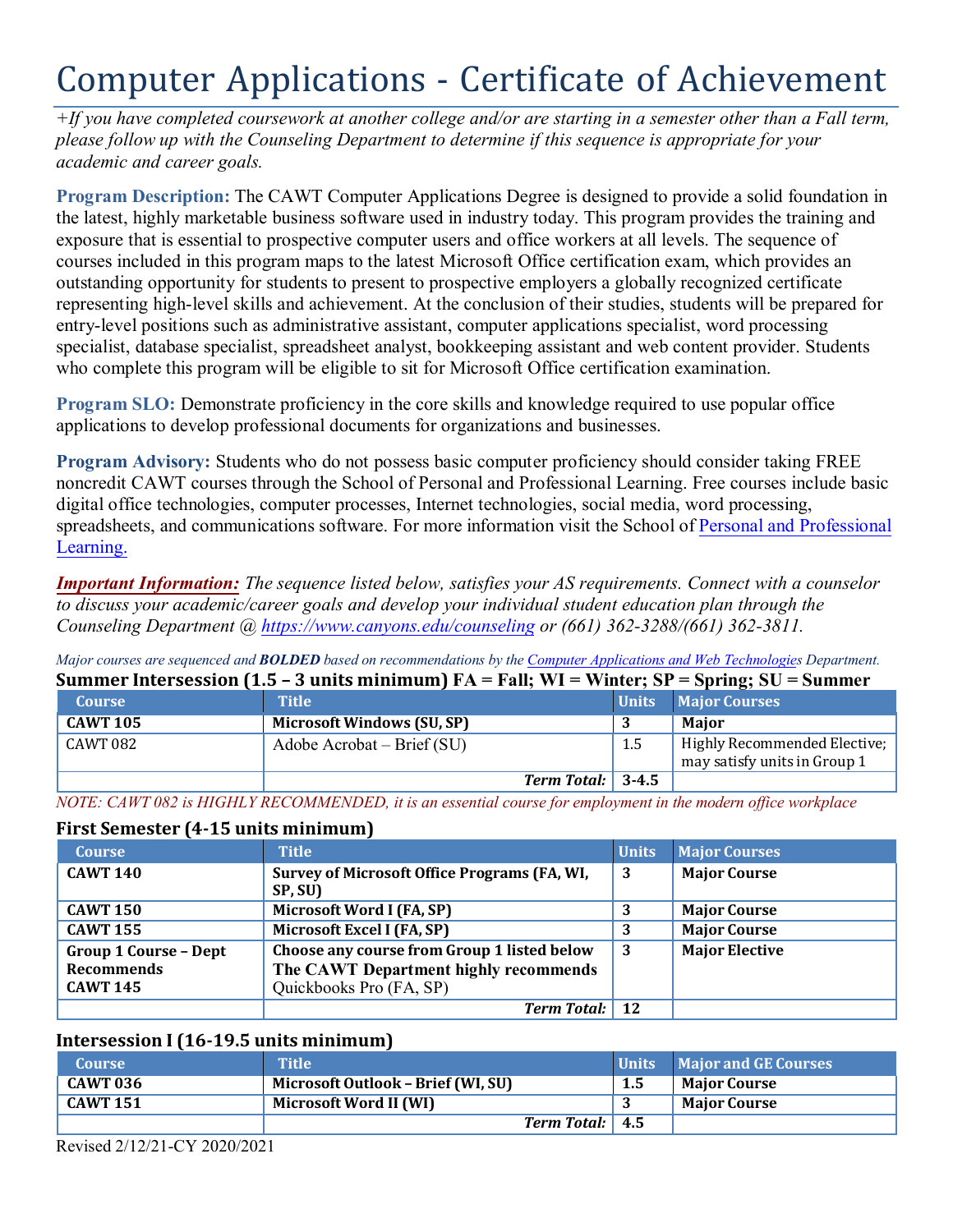# Computer Applications - Certificate of Achievement

*+If you have completed coursework at another college and/or are starting in a semester other than a Fall term, please follow up with the Counseling Department to determine if this sequence is appropriate for your academic and career goals.*

**Program Description:** The CAWT Computer Applications Degree is designed to provide a solid foundation in the latest, highly marketable business software used in industry today. This program provides the training and exposure that is essential to prospective computer users and office workers at all levels. The sequence of courses included in this program maps to the latest Microsoft Office certification exam, which provides an outstanding opportunity for students to present to prospective employers a globally recognized certificate representing high-level skills and achievement. At the conclusion of their studies, students will be prepared for entry-level positions such as administrative assistant, computer applications specialist, word processing specialist, database specialist, spreadsheet analyst, bookkeeping assistant and web content provider. Students who complete this program will be eligible to sit for Microsoft Office certification examination.

**Program SLO:** Demonstrate proficiency in the core skills and knowledge required to use popular office applications to develop professional documents for organizations and businesses.

**Program Advisory:** Students who do not possess basic computer proficiency should consider taking FREE noncredit CAWT courses through the School of Personal and Professional Learning. Free courses include basic digital office technologies, computer processes, Internet technologies, social media, word processing, spreadsheets, and communications software. For more information visit the School of [Personal and Professional Learning.](Personal and Professional Learning)

***Important Information:*** *The sequence listed below, satisfies your AS requirements. Connect with a counselor to discuss your academic/career goals and develop your individual student education plan through the Counseling Department @ https://www.canyons.edu/counseling or (661) 362-3288/(661) 362-3811.*

*Major courses are sequenced and **BOLDED** based on recommendations by the Computer Applications and Web Technologies Department.*

### Summer Intersession (1.5 – 3 units minimum) FA = Fall; WI = Winter; SP = Spring; SU = Summer

| Course | Title | Units | Major Courses |
|---|---|---|---|
| **CAWT 105** | **Microsoft Windows (SU, SP)** | **3** | **Major** |
| CAWT 082 | Adobe Acrobat – Brief (SU) | 1.5 | Highly Recommended Elective; may satisfy units in Group 1 |
| | ***Term Total:*** | **3-4.5** | |

*NOTE: CAWT 082 is HIGHLY RECOMMENDED, it is an essential course for employment in the modern office workplace*

### First Semester (4-15 units minimum)

| Course | Title | Units | Major Courses |
|---|---|---|---|
| **CAWT 140** | **Survey of Microsoft Office Programs (FA, WI, SP, SU)** | **3** | **Major Course** |
| **CAWT 150** | **Microsoft Word I (FA, SP)** | **3** | **Major Course** |
| **CAWT 155** | **Microsoft Excel I (FA, SP)** | **3** | **Major Course** |
| **Group 1 Course – Dept Recommends CAWT 145** | **Choose any course from Group 1 listed below The CAWT Department highly recommends** Quickbooks Pro (FA, SP) | **3** | **Major Elective** |
| | ***Term Total:*** | **12** | |

### Intersession I (16-19.5 units minimum)

| Course | Title | Units | Major and GE Courses |
|---|---|---|---|
| **CAWT 036** | **Microsoft Outlook – Brief (WI, SU)** | **1.5** | **Major Course** |
| **CAWT 151** | **Microsoft Word II (WI)** | **3** | **Major Course** |
| | ***Term Total:*** | **4.5** | |

Revised 2/12/21-CY 2020/2021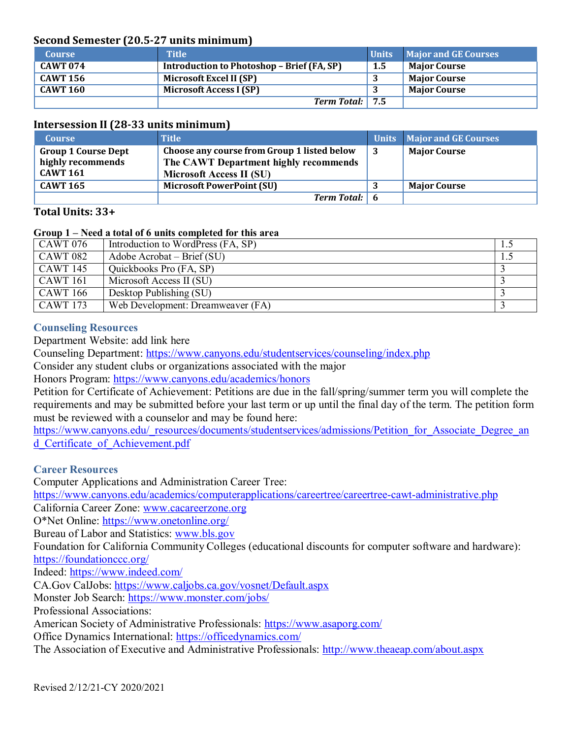### Second Semester (20.5-27 units minimum)

| Course | Title | Units | Major and GE Courses |
|---|---|---|---|
| **CAWT 074** | **Introduction to Photoshop – Brief (FA, SP)** | **1.5** | **Major Course** |
| **CAWT 156** | **Microsoft Excel II (SP)** | **3** | **Major Course** |
| **CAWT 160** | **Microsoft Access I (SP)** | **3** | **Major Course** |
| | ***Term Total:*** | **7.5** | |

### Intersession II (28-33 units minimum)

| Course | Title | Units | Major and GE Courses |
|---|---|---|---|
| **Group 1 Course Dept highly recommends CAWT 161** | **Choose any course from Group 1 listed below The CAWT Department highly recommends Microsoft Access II (SU)** | **3** | **Major Course** |
| **CAWT 165** | **Microsoft PowerPoint (SU)** | **3** | **Major Course** |
| | ***Term Total:*** | **6** | |

**Total Units: 33+**

**Group 1 – Need a total of 6 units completed for this area**

| | | |
|---|---|---|
| CAWT 076 | Introduction to WordPress (FA, SP) | 1.5 |
| CAWT 082 | Adobe Acrobat – Brief (SU) | 1.5 |
| CAWT 145 | Quickbooks Pro (FA, SP) | 3 |
| CAWT 161 | Microsoft Access II (SU) | 3 |
| CAWT 166 | Desktop Publishing (SU) | 3 |
| CAWT 173 | Web Development: Dreamweaver (FA) | 3 |

### Counseling Resources

Department Website: add link here

Counseling Department: https://www.canyons.edu/studentservices/counseling/index.php

Consider any student clubs or organizations associated with the major

Honors Program: https://www.canyons.edu/academics/honors

Petition for Certificate of Achievement: Petitions are due in the fall/spring/summer term you will complete the requirements and may be submitted before your last term or up until the final day of the term. The petition form must be reviewed with a counselor and may be found here: https://www.canyons.edu/_resources/documents/studentservices/admissions/Petition_for_Associate_Degree_and_Certificate_of_Achievement.pdf

### Career Resources

Computer Applications and Administration Career Tree: https://www.canyons.edu/academics/computerapplications/careertree/careertree-cawt-administrative.php

California Career Zone: www.cacareerzone.org

O*Net Online: https://www.onetonline.org/

Bureau of Labor and Statistics: www.bls.gov

Foundation for California Community Colleges (educational discounts for computer software and hardware): https://foundationccc.org/

Indeed: https://www.indeed.com/

CA.Gov CalJobs: https://www.caljobs.ca.gov/vosnet/Default.aspx

Monster Job Search: https://www.monster.com/jobs/

Professional Associations:

American Society of Administrative Professionals: https://www.asaporg.com/

Office Dynamics International: https://officedynamics.com/

The Association of Executive and Administrative Professionals: http://www.theaeap.com/about.aspx

Revised 2/12/21-CY 2020/2021